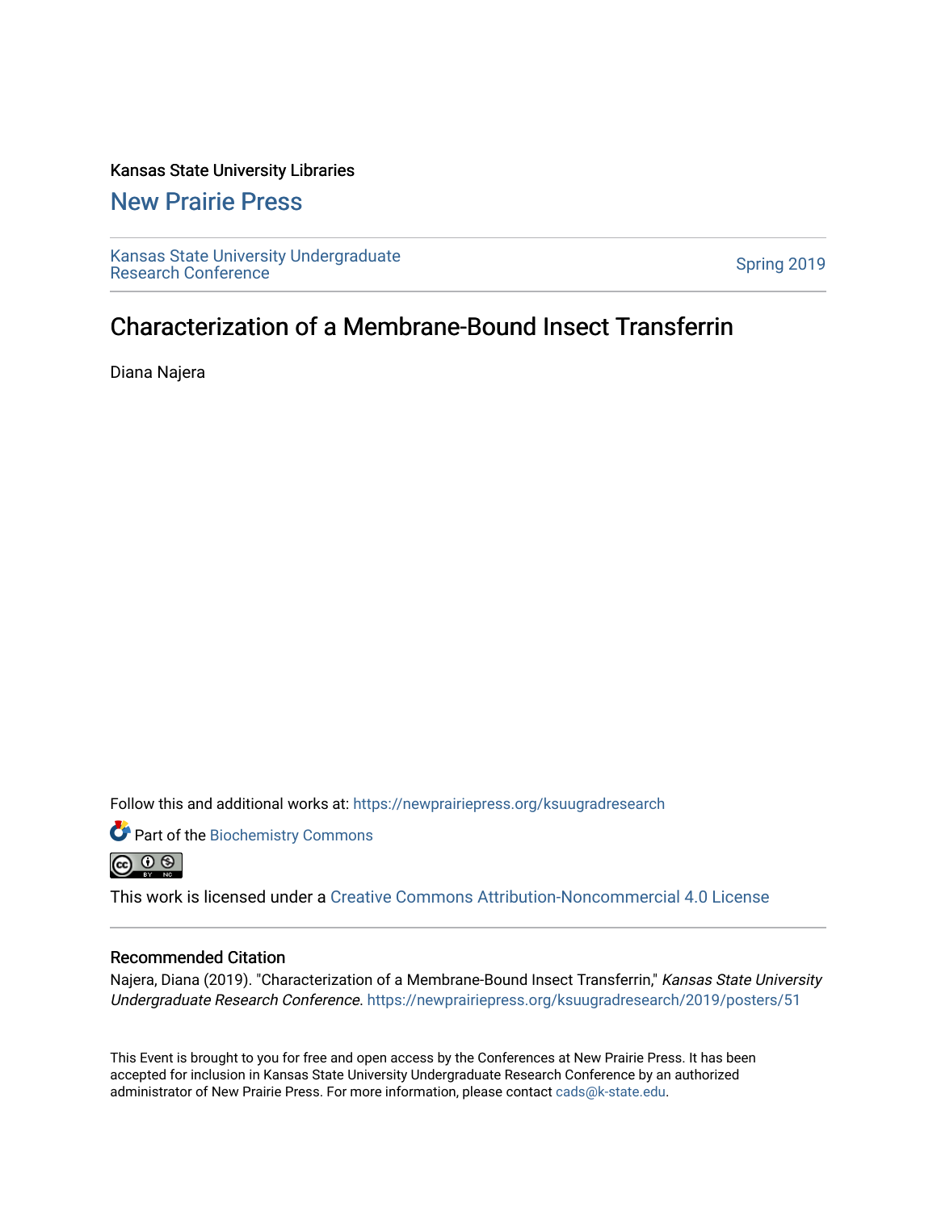Kansas State University Libraries

## New Prairie Press

Kansas State University Undergraduate Research Conference

Spring 2019

# Characterization of a Membrane-Bound Insect Transferrin

Diana Najera

Follow this and additional works at: https://newprairiepress.org/ksuugradresearch

Part of the Biochemistry Commons

This work is licensed under a Creative Commons Attribution-Noncommercial 4.0 License

### Recommended Citation

Najera, Diana (2019). "Characterization of a Membrane-Bound Insect Transferrin," *Kansas State University Undergraduate Research Conference*. https://newprairiepress.org/ksuugradresearch/2019/posters/51

This Event is brought to you for free and open access by the Conferences at New Prairie Press. It has been accepted for inclusion in Kansas State University Undergraduate Research Conference by an authorized administrator of New Prairie Press. For more information, please contact cads@k-state.edu.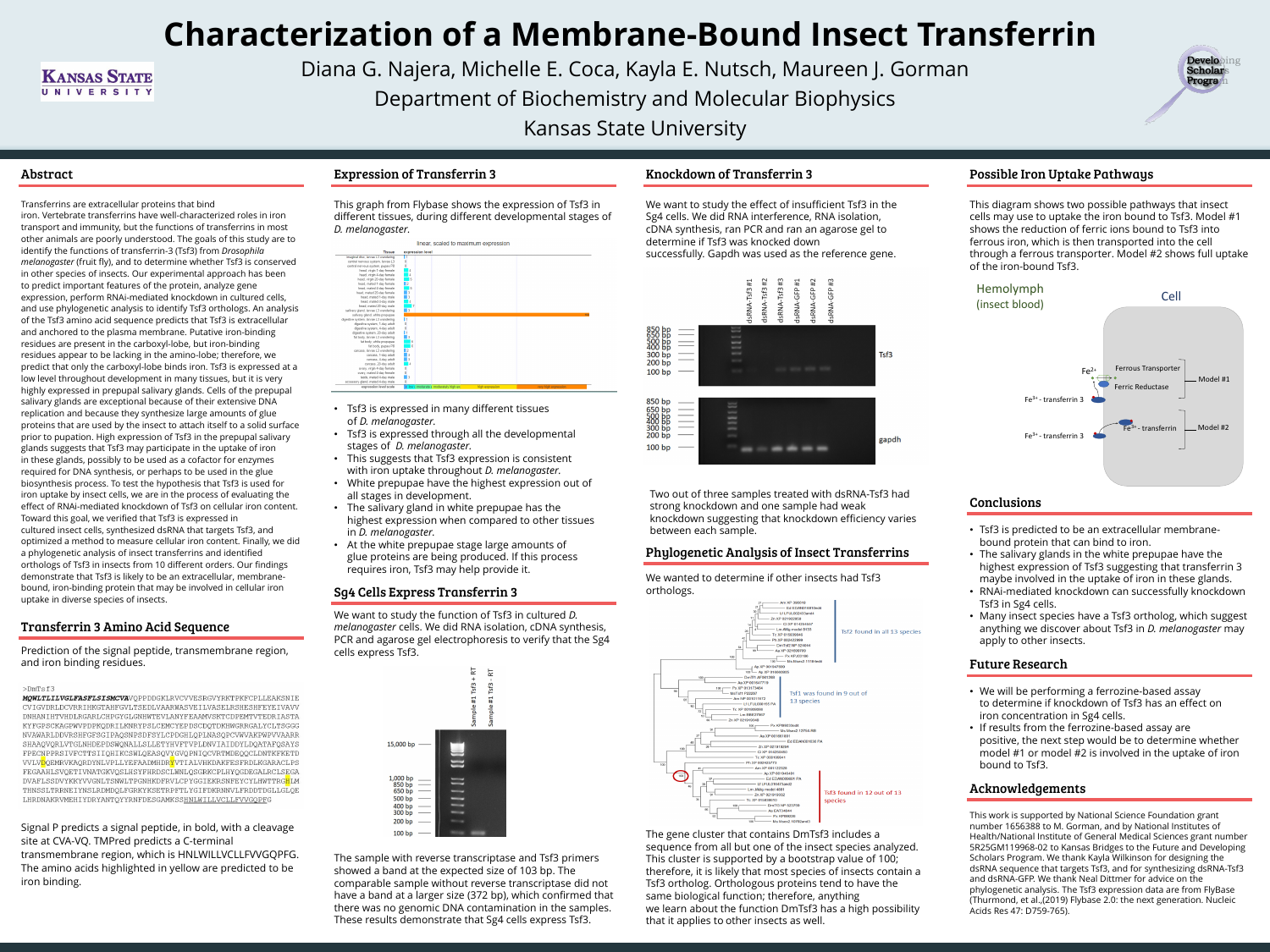# Characterization of a Membrane-Bound Insect Transferrin

Diana G. Najera, Michelle E. Coca, Kayla E. Nutsch, Maureen J. Gorman

Department of Biochemistry and Molecular Biophysics

Kansas State University

## Abstract

Transferrins are extracellular proteins that bind iron. Vertebrate transferrins have well-characterized roles in iron transport and immunity, but the functions of transferrins in most other animals are poorly understood. The goals of this study are to identify the functions of transferrin-3 (Tsf3) from *Drosophila melanogaster* (fruit fly), and to determine whether Tsf3 is conserved in other species of insects. Our experimental approach has been to predict important features of the protein, analyze gene expression, perform RNAi-mediated knockdown in cultured cells, and use phylogenetic analysis to identify Tsf3 orthologs. An analysis of the Tsf3 amino acid sequence predicts that Tsf3 is extracellular and anchored to the plasma membrane. Putative iron-binding residues are present in the carboxyl-lobe, but iron-binding residues appear to be lacking in the amino-lobe; therefore, we predict that only the carboxyl-lobe binds iron. Tsf3 is expressed at a low level throughout development in many tissues, but it is very highly expressed in prepupal salivary glands. Cells of the prepupal salivary glands are exceptional because of their extensive DNA replication and because they synthesize large amounts of glue proteins that are used by the insect to attach itself to a solid surface prior to pupation. High expression of Tsf3 in the prepupal salivary glands suggests that Tsf3 may participate in the uptake of iron in these glands, possibly to be used as a cofactor for enzymes required for DNA synthesis, or perhaps to be used in the glue biosynthesis process. To test the hypothesis that Tsf3 is used for iron uptake by insect cells, we are in the process of evaluating the effect of RNAi-mediated knockdown of Tsf3 on cellular iron content. Toward this goal, we verified that Tsf3 is expressed in cultured insect cells, synthesized dsRNA that targets Tsf3, and optimized a method to measure cellular iron content. Finally, we did a phylogenetic analysis of insect transferrins and identified orthologs of Tsf3 in insects from 10 different orders. Our findings demonstrate that Tsf3 is likely to be an extracellular, membrane-bound, iron-binding protein that may be involved in cellular iron uptake in diverse species of insects.

## Transferrin 3 Amino Acid Sequence

Prediction of the signal peptide, transmembrane region, and iron binding residues.

```
>DmTsf3
MQWLTLILVGLFASFLSIMSCVAVQPPDDGKLRVCVVESRGVYRKTPKFCPLLEAKSNIE
CVIGVDRLDCVRRIHKGTAHFGVLTSEDLVAARWASVEILVASELRSHESHFEYEIVAVV
DNHANIHTVHDLRGARLCHPGYGLGNHWTEVLANYFEAAMVSKTCDPEMTVTEDRIASTA
KYFGPSCKAGPWVPDPKQDRILKNRYPSLCEMCYEPDSCDQTDKHWGRRGALYCLTSGGG
NVAWARLDDVRSHFGFSGIPAQSNPSDFSYLCPDGHLQPLNASQPCVWVAKPWPVVAARR
SHAAQVQRLVTGLNHDEPDSWQNALLSLLETYHVFTVPLDNVIAIDDYLDQATAFQSAYS
FPECNPPRSIVFCTTSIIQHIKCSWLQEASQVYGVQPNIQCVRTMDEQQCLDNTKFKETD
VVLVDQEMRVKAQRDYNLVPLLYEFADMHDRYVTIALVHKDAKFESFRDLKGARACLPS
FEGAAHLSVQETIVNATGKVQSLHSYFHRDSCLWNLQSGRKCPLHYQGDEGALRCLSEGA
DVAFLSSDVYKKYVGNLTSNWLTPGNHKDFRVLCPYGGIEKRSNFEYCYLHWTTRGHLM
THNSSLTRRNEIYNSLRDMDQLFGRKYKSETRPFTLYGIFDKRNNVLFRDDTDGLLGLQE
LHRDNAKRVMEHIYDRYANTQYYRNFDESGAMKSSHNLWILLVCLLFVVGQPFG
```

Signal P predicts a signal peptide, in bold, with a cleavage site at CVA-VQ. TMPred predicts a C-terminal transmembrane region, which is HNLWILLVCLLFVVGQPFG. The amino acids highlighted in yellow are predicted to be iron binding.

## Expression of Transferrin 3

This graph from Flybase shows the expression of Tsf3 in different tissues, during different developmental stages of *D. melanogaster*.

linear, scaled to maximum expression

Tissue

expression level

expression level scale

- Tsf3 is expressed in many different tissues of *D. melanogaster*.
- Tsf3 is expressed through all the developmental stages of *D. melanogaster*.
- This suggests that Tsf3 expression is consistent with iron uptake throughout *D. melanogaster*.
- White prepupae have the highest expression out of all stages in development.
- The salivary gland in white prepupae has the highest expression when compared to other tissues in *D. melanogaster*.
- At the white prepupae stage large amounts of glue proteins are being produced. If this process requires iron, Tsf3 may help provide it.

## Sg4 Cells Express Transferrin 3

We want to study the function of Tsf3 in cultured *D. melanogaster* cells. We did RNA isolation, cDNA synthesis, PCR and agarose gel electrophoresis to verify that the Sg4 cells express Tsf3.

Sample #1 Tsf3 + RT

Sample #1 Tsf3 - RT

15,000 bp

1,000 bp
850 bp
650 bp
500 bp
400 bp
300 bp
200 bp
100 bp

The sample with reverse transcriptase and Tsf3 primers showed a band at the expected size of 103 bp. The comparable sample without reverse transcriptase did not have a band at a larger size (372 bp), which confirmed that there was no genomic DNA contamination in the samples. These results demonstrate that Sg4 cells express Tsf3.

## Knockdown of Transferrin 3

We want to study the effect of insufficient Tsf3 in the Sg4 cells. We did RNA interference, RNA isolation, cDNA synthesis, ran PCR and ran an agarose gel to determine if Tsf3 was knocked down successfully. Gapdh was used as the reference gene.

dsRNA-Tsf3 #1
dsRNA-Tsf3 #2
dsRNA-Tsf3 #3
dsRNA-GFP #1
dsRNA-GFP #2
dsRNA-GFP #3

850 bp
650 bp
500 bp
400 bp
300 bp
200 bp
100 bp

Tsf3

850 bp
650 bp
500 bp
400 bp
300 bp
200 bp
100 bp

gapdh

Two out of three samples treated with dsRNA-Tsf3 had strong knockdown and one sample had weak knockdown suggesting that knockdown efficiency varies between each sample.

## Phylogenetic Analysis of Insect Transferrins

We wanted to determine if other insects had Tsf3 orthologs.

Tsf2 found in all 13 species

Tsf1 was found in 9 out of 13 species

Tsf3 found in 12 out of 13 species

The gene cluster that contains DmTsf3 includes a sequence from all but one of the insect species analyzed. This cluster is supported by a bootstrap value of 100; therefore, it is likely that most species of insects contain a Tsf3 ortholog. Orthologous proteins tend to have the same biological function; therefore, anything we learn about the function DmTsf3 has a high possibility that it applies to other insects as well.

## Possible Iron Uptake Pathways

This diagram shows two possible pathways that insect cells may use to uptake the iron bound to Tsf3. Model #1 shows the reduction of ferric ions bound to Tsf3 into ferrous ion, which is then transported into the cell through a ferrous transporter. Model #2 shows full uptake of the iron-bound Tsf3.

Hemolymph (insect blood)

Cell

$Fe^{2+}$

Ferrous Transporter

Ferric Reductase

Model #1

$Fe^{3+}$ - transferrin 3

$Fe^{3+}$ - transferrin

Model #2

$Fe^{3+}$ - transferrin 3

## Conclusions

- Tsf3 is predicted to be an extracellular membrane-bound protein that can bind to iron.
- The salivary glands in the white prepupae have the highest expression of Tsf3 suggesting that transferrin 3 maybe involved in the uptake of iron in these glands.
- RNAi-mediated knockdown can successfully knockdown Tsf3 in Sg4 cells.
- Many insect species have a Tsf3 ortholog, which suggest anything we discover about Tsf3 in *D. melanogaster* may apply to other insects.

## Future Research

- We will be performing a ferrozine-based assay to determine if knockdown of Tsf3 has an effect on iron concentration in Sg4 cells.
- If results from the ferrozine-based assay are positive, the next step would be to determine whether model #1 or model #2 is involved in the uptake of iron bound to Tsf3.

## Acknowledgements

This work is supported by National Science Foundation grant number 1656388 to M. Gorman, and by National Institutes of Health/National Institute of General Medical Sciences grant number 5R25GM119968-02 to Kansas Bridges to the Future and Developing Scholars Program. We thank Kayla Wilkinson for designing the dsRNA sequence that targets Tsf3, and for synthesizing dsRNA-Tsf3 and dsRNA-GFP. We thank Neal Dittmer for advice on the phylogenetic analysis. The Tsf3 expression data are from FlyBase (Thurmond, et al.,(2019) Flybase 2.0: the next generation. Nucleic Acids Res 47: D759-765).